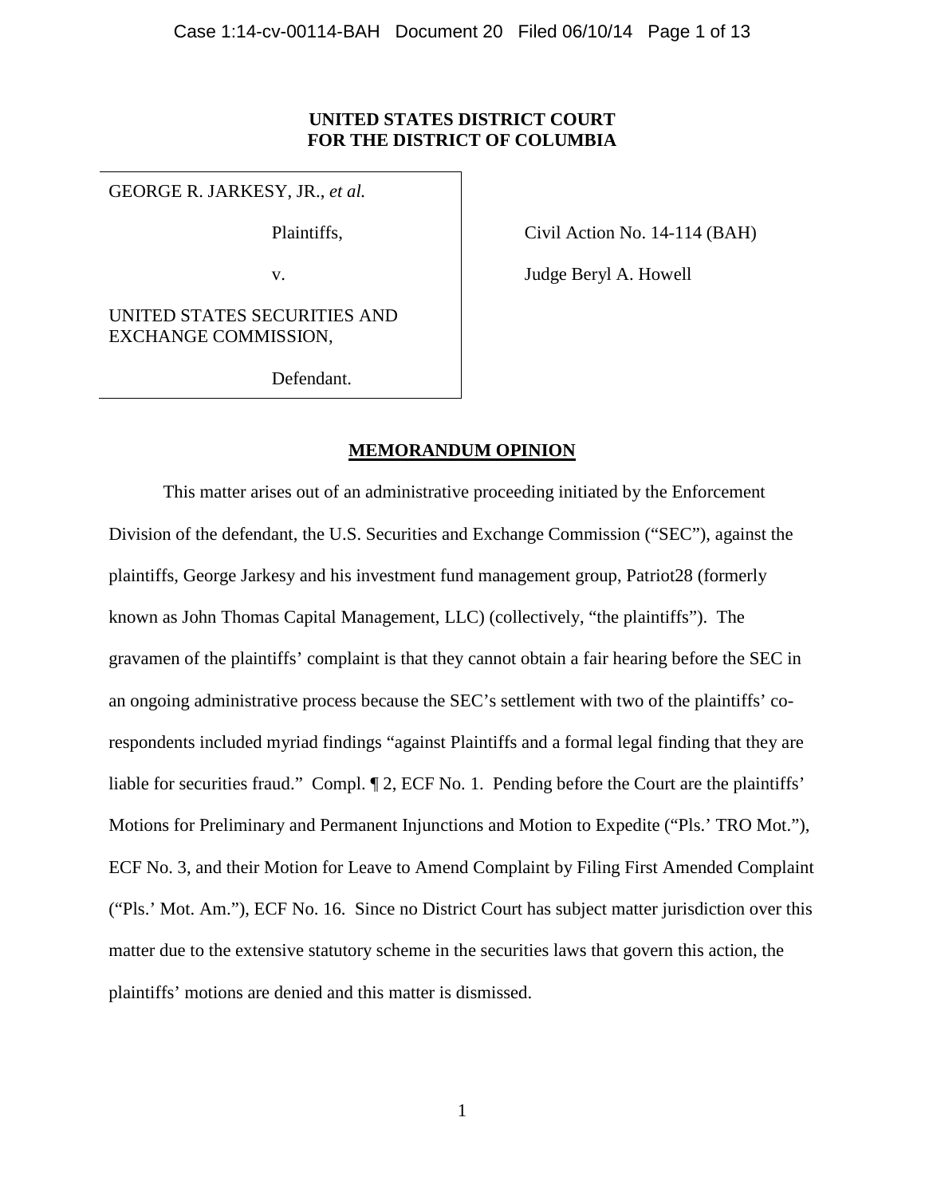**UNITED STATES DISTRICT COURT**
**FOR THE DISTRICT OF COLUMBIA**

GEORGE R. JARKESY, JR., *et al.*

Plaintiffs,

v.

UNITED STATES SECURITIES AND EXCHANGE COMMISSION,

Defendant.

Civil Action No. 14-114 (BAH)

Judge Beryl A. Howell

**MEMORANDUM OPINION**

This matter arises out of an administrative proceeding initiated by the Enforcement Division of the defendant, the U.S. Securities and Exchange Commission ("SEC"), against the plaintiffs, George Jarkesy and his investment fund management group, Patriot28 (formerly known as John Thomas Capital Management, LLC) (collectively, "the plaintiffs"). The gravamen of the plaintiffs' complaint is that they cannot obtain a fair hearing before the SEC in an ongoing administrative process because the SEC's settlement with two of the plaintiffs' co-respondents included myriad findings "against Plaintiffs and a formal legal finding that they are liable for securities fraud." Compl. ¶ 2, ECF No. 1. Pending before the Court are the plaintiffs' Motions for Preliminary and Permanent Injunctions and Motion to Expedite ("Pls.' TRO Mot."), ECF No. 3, and their Motion for Leave to Amend Complaint by Filing First Amended Complaint ("Pls.' Mot. Am."), ECF No. 16. Since no District Court has subject matter jurisdiction over this matter due to the extensive statutory scheme in the securities laws that govern this action, the plaintiffs' motions are denied and this matter is dismissed.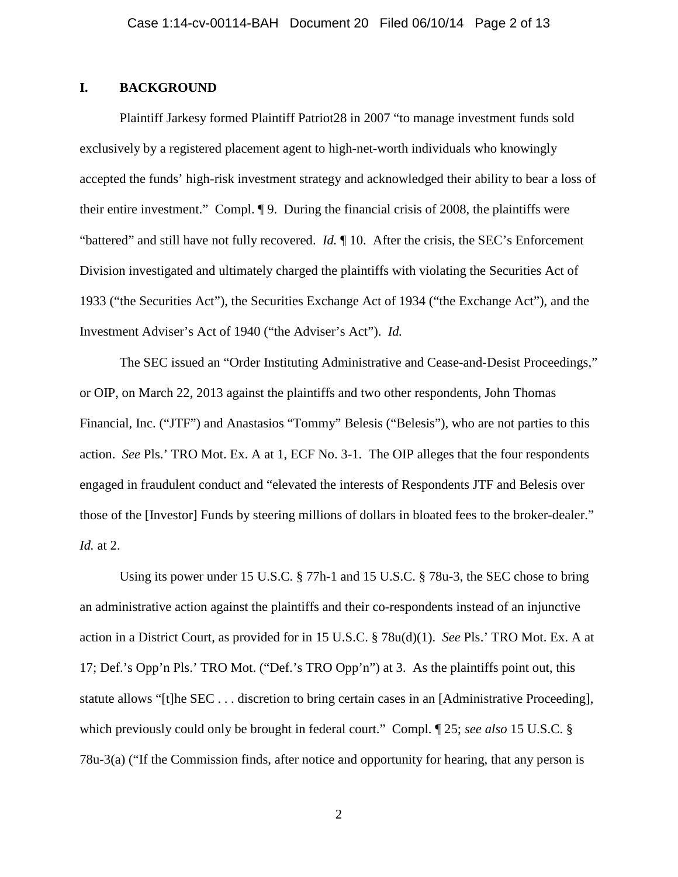## I. BACKGROUND

Plaintiff Jarkesy formed Plaintiff Patriot28 in 2007 "to manage investment funds sold exclusively by a registered placement agent to high-net-worth individuals who knowingly accepted the funds' high-risk investment strategy and acknowledged their ability to bear a loss of their entire investment." Compl. ¶ 9. During the financial crisis of 2008, the plaintiffs were "battered" and still have not fully recovered. *Id.* ¶ 10. After the crisis, the SEC's Enforcement Division investigated and ultimately charged the plaintiffs with violating the Securities Act of 1933 ("the Securities Act"), the Securities Exchange Act of 1934 ("the Exchange Act"), and the Investment Adviser's Act of 1940 ("the Adviser's Act"). *Id.*

The SEC issued an "Order Instituting Administrative and Cease-and-Desist Proceedings," or OIP, on March 22, 2013 against the plaintiffs and two other respondents, John Thomas Financial, Inc. ("JTF") and Anastasios "Tommy" Belesis ("Belesis"), who are not parties to this action. *See* Pls.' TRO Mot. Ex. A at 1, ECF No. 3-1. The OIP alleges that the four respondents engaged in fraudulent conduct and "elevated the interests of Respondents JTF and Belesis over those of the [Investor] Funds by steering millions of dollars in bloated fees to the broker-dealer." *Id.* at 2.

Using its power under 15 U.S.C. § 77h-1 and 15 U.S.C. § 78u-3, the SEC chose to bring an administrative action against the plaintiffs and their co-respondents instead of an injunctive action in a District Court, as provided for in 15 U.S.C. § 78u(d)(1). *See* Pls.' TRO Mot. Ex. A at 17; Def.'s Opp'n Pls.' TRO Mot. ("Def.'s TRO Opp'n") at 3. As the plaintiffs point out, this statute allows "[t]he SEC . . . discretion to bring certain cases in an [Administrative Proceeding], which previously could only be brought in federal court." Compl. ¶ 25; *see also* 15 U.S.C. § 78u-3(a) ("If the Commission finds, after notice and opportunity for hearing, that any person is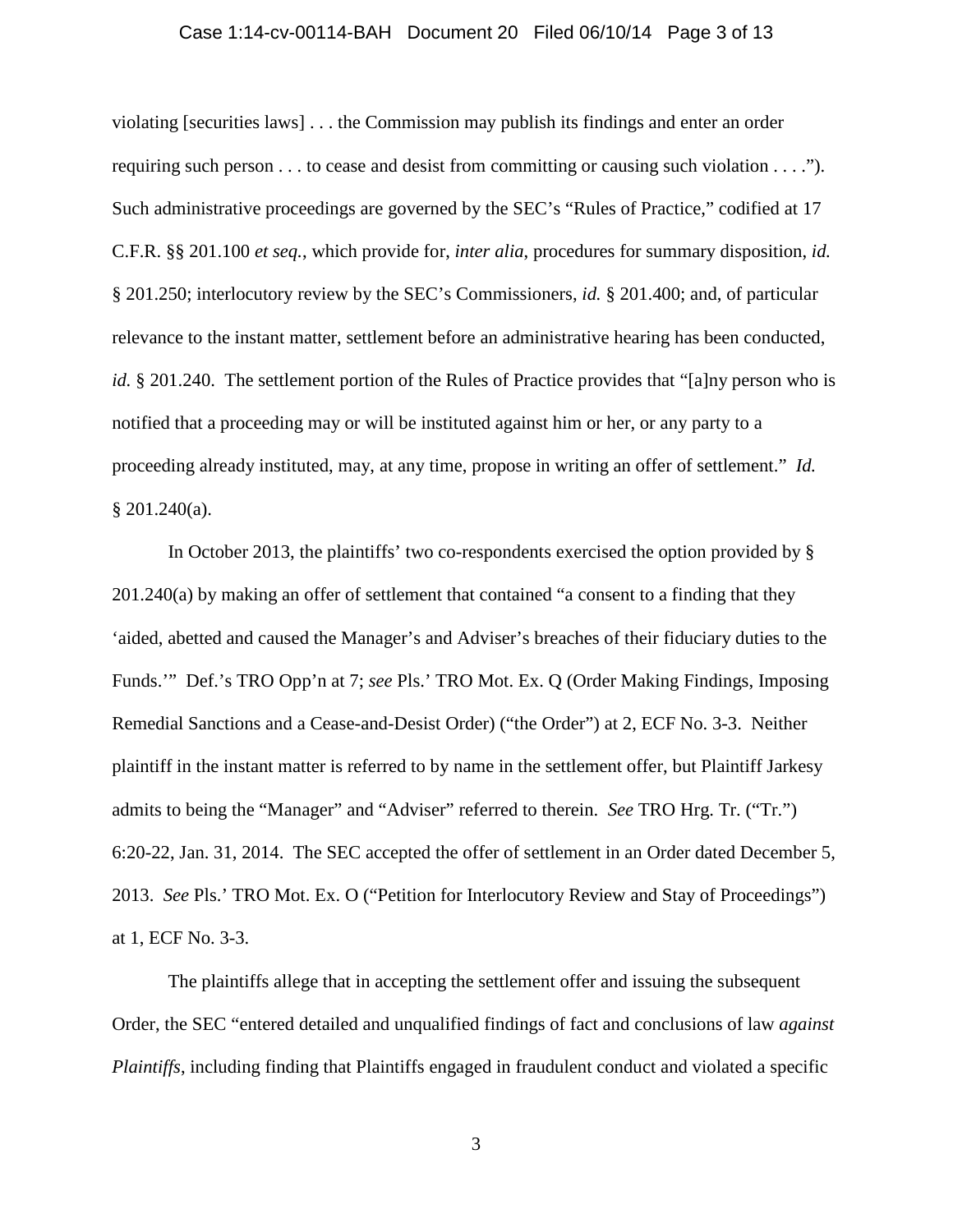violating [securities laws] . . . the Commission may publish its findings and enter an order requiring such person . . . to cease and desist from committing or causing such violation . . . ."). Such administrative proceedings are governed by the SEC's "Rules of Practice," codified at 17 C.F.R. §§ 201.100 *et seq.*, which provide for, *inter alia*, procedures for summary disposition, *id.* § 201.250; interlocutory review by the SEC's Commissioners, *id.* § 201.400; and, of particular relevance to the instant matter, settlement before an administrative hearing has been conducted, *id.* § 201.240. The settlement portion of the Rules of Practice provides that "[a]ny person who is notified that a proceeding may or will be instituted against him or her, or any party to a proceeding already instituted, may, at any time, propose in writing an offer of settlement." *Id.* § 201.240(a).

In October 2013, the plaintiffs' two co-respondents exercised the option provided by § 201.240(a) by making an offer of settlement that contained "a consent to a finding that they 'aided, abetted and caused the Manager's and Adviser's breaches of their fiduciary duties to the Funds.'" Def.'s TRO Opp'n at 7; *see* Pls.' TRO Mot. Ex. Q (Order Making Findings, Imposing Remedial Sanctions and a Cease-and-Desist Order) ("the Order") at 2, ECF No. 3-3. Neither plaintiff in the instant matter is referred to by name in the settlement offer, but Plaintiff Jarkesy admits to being the "Manager" and "Adviser" referred to therein. *See* TRO Hrg. Tr. ("Tr.") 6:20-22, Jan. 31, 2014. The SEC accepted the offer of settlement in an Order dated December 5, 2013. *See* Pls.' TRO Mot. Ex. O ("Petition for Interlocutory Review and Stay of Proceedings") at 1, ECF No. 3-3.

The plaintiffs allege that in accepting the settlement offer and issuing the subsequent Order, the SEC "entered detailed and unqualified findings of fact and conclusions of law *against Plaintiffs*, including finding that Plaintiffs engaged in fraudulent conduct and violated a specific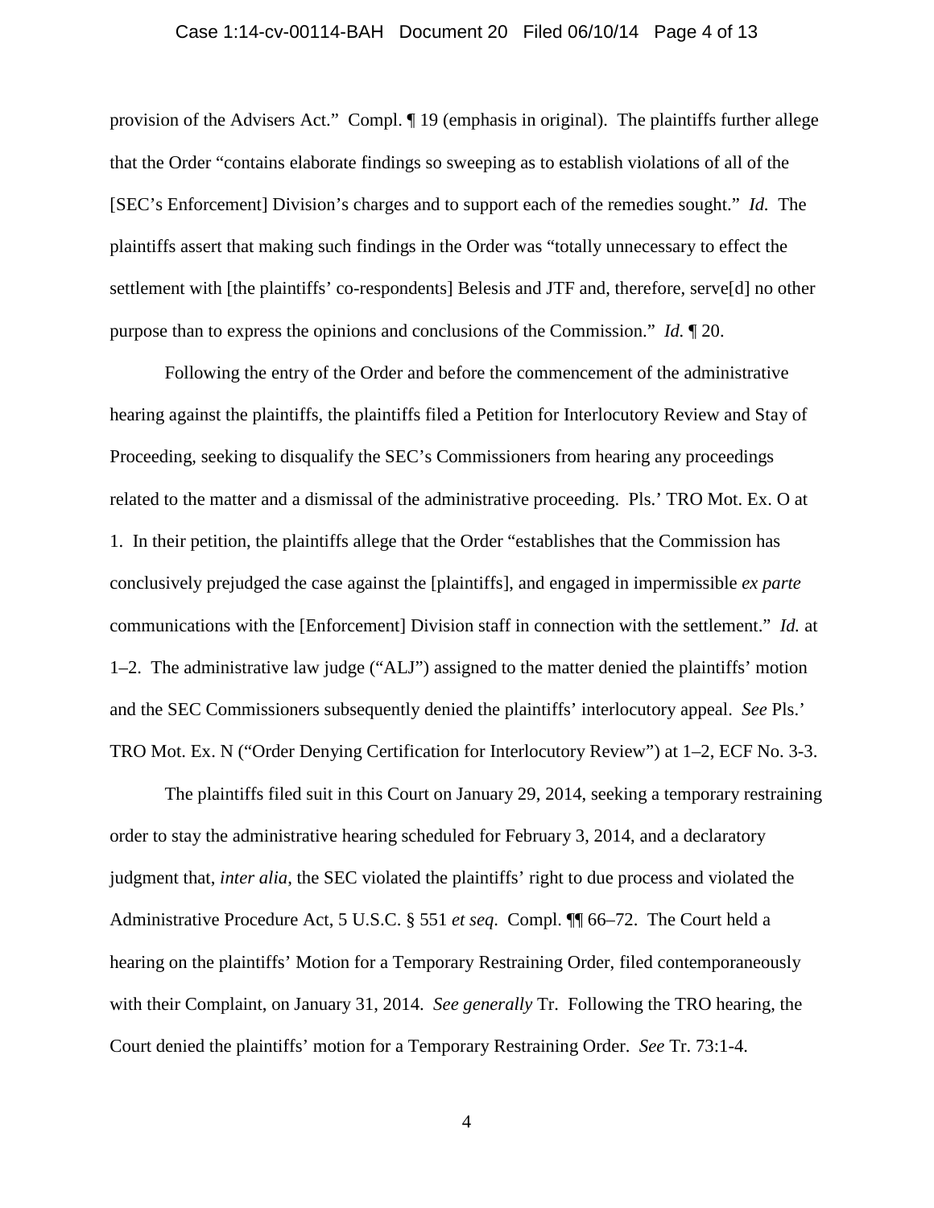provision of the Advisers Act." Compl. ¶ 19 (emphasis in original). The plaintiffs further allege that the Order "contains elaborate findings so sweeping as to establish violations of all of the [SEC's Enforcement] Division's charges and to support each of the remedies sought." *Id.* The plaintiffs assert that making such findings in the Order was "totally unnecessary to effect the settlement with [the plaintiffs' co-respondents] Belesis and JTF and, therefore, serve[d] no other purpose than to express the opinions and conclusions of the Commission." *Id.* ¶ 20.

Following the entry of the Order and before the commencement of the administrative hearing against the plaintiffs, the plaintiffs filed a Petition for Interlocutory Review and Stay of Proceeding, seeking to disqualify the SEC's Commissioners from hearing any proceedings related to the matter and a dismissal of the administrative proceeding. Pls.' TRO Mot. Ex. O at 1. In their petition, the plaintiffs allege that the Order "establishes that the Commission has conclusively prejudged the case against the [plaintiffs], and engaged in impermissible *ex parte* communications with the [Enforcement] Division staff in connection with the settlement." *Id.* at 1–2. The administrative law judge ("ALJ") assigned to the matter denied the plaintiffs' motion and the SEC Commissioners subsequently denied the plaintiffs' interlocutory appeal. *See* Pls.' TRO Mot. Ex. N ("Order Denying Certification for Interlocutory Review") at 1–2, ECF No. 3-3.

The plaintiffs filed suit in this Court on January 29, 2014, seeking a temporary restraining order to stay the administrative hearing scheduled for February 3, 2014, and a declaratory judgment that, *inter alia*, the SEC violated the plaintiffs' right to due process and violated the Administrative Procedure Act, 5 U.S.C. § 551 *et seq*. Compl. ¶¶ 66–72. The Court held a hearing on the plaintiffs' Motion for a Temporary Restraining Order, filed contemporaneously with their Complaint, on January 31, 2014. *See generally* Tr. Following the TRO hearing, the Court denied the plaintiffs' motion for a Temporary Restraining Order. *See* Tr. 73:1-4.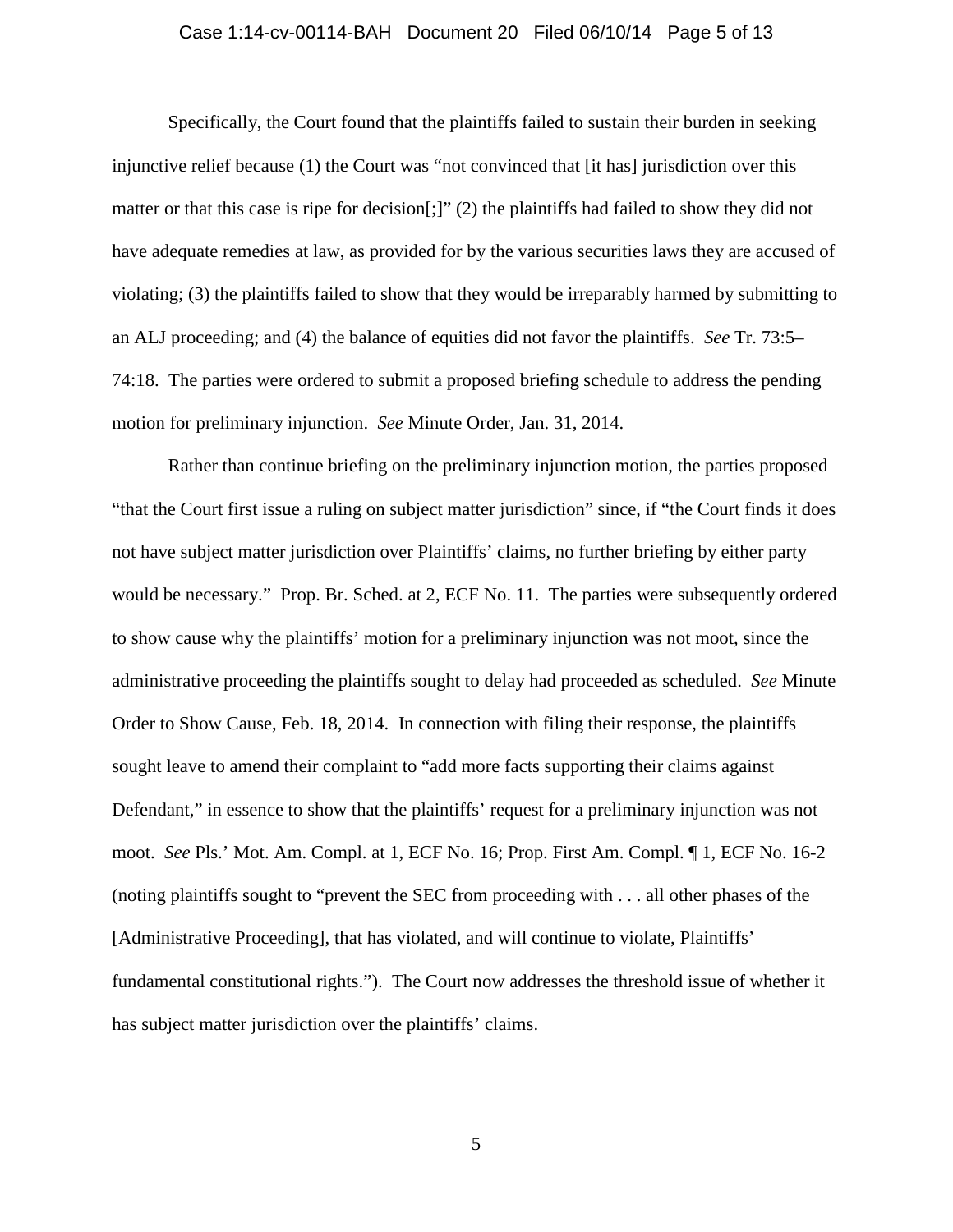Specifically, the Court found that the plaintiffs failed to sustain their burden in seeking injunctive relief because (1) the Court was "not convinced that [it has] jurisdiction over this matter or that this case is ripe for decision[;]" (2) the plaintiffs had failed to show they did not have adequate remedies at law, as provided for by the various securities laws they are accused of violating; (3) the plaintiffs failed to show that they would be irreparably harmed by submitting to an ALJ proceeding; and (4) the balance of equities did not favor the plaintiffs. *See* Tr. 73:5–74:18. The parties were ordered to submit a proposed briefing schedule to address the pending motion for preliminary injunction. *See* Minute Order, Jan. 31, 2014.

Rather than continue briefing on the preliminary injunction motion, the parties proposed "that the Court first issue a ruling on subject matter jurisdiction" since, if "the Court finds it does not have subject matter jurisdiction over Plaintiffs' claims, no further briefing by either party would be necessary." Prop. Br. Sched. at 2, ECF No. 11. The parties were subsequently ordered to show cause why the plaintiffs' motion for a preliminary injunction was not moot, since the administrative proceeding the plaintiffs sought to delay had proceeded as scheduled. *See* Minute Order to Show Cause, Feb. 18, 2014. In connection with filing their response, the plaintiffs sought leave to amend their complaint to "add more facts supporting their claims against Defendant," in essence to show that the plaintiffs' request for a preliminary injunction was not moot. *See* Pls.' Mot. Am. Compl. at 1, ECF No. 16; Prop. First Am. Compl. ¶ 1, ECF No. 16-2 (noting plaintiffs sought to "prevent the SEC from proceeding with . . . all other phases of the [Administrative Proceeding], that has violated, and will continue to violate, Plaintiffs' fundamental constitutional rights."). The Court now addresses the threshold issue of whether it has subject matter jurisdiction over the plaintiffs' claims.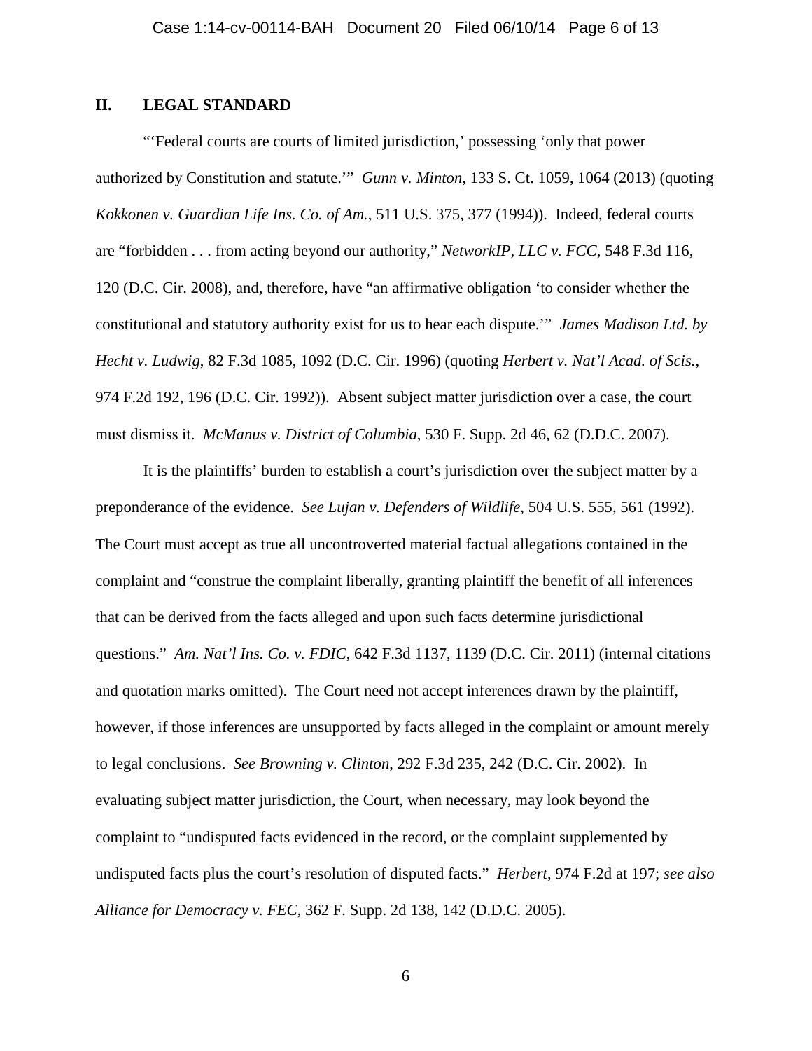## II. LEGAL STANDARD

"'Federal courts are courts of limited jurisdiction,' possessing 'only that power authorized by Constitution and statute.'" *Gunn v. Minton*, 133 S. Ct. 1059, 1064 (2013) (quoting *Kokkonen v. Guardian Life Ins. Co. of Am.*, 511 U.S. 375, 377 (1994)). Indeed, federal courts are "forbidden . . . from acting beyond our authority," *NetworkIP, LLC v. FCC*, 548 F.3d 116, 120 (D.C. Cir. 2008), and, therefore, have "an affirmative obligation 'to consider whether the constitutional and statutory authority exist for us to hear each dispute.'" *James Madison Ltd. by Hecht v. Ludwig*, 82 F.3d 1085, 1092 (D.C. Cir. 1996) (quoting *Herbert v. Nat'l Acad. of Scis.*, 974 F.2d 192, 196 (D.C. Cir. 1992)). Absent subject matter jurisdiction over a case, the court must dismiss it. *McManus v. District of Columbia*, 530 F. Supp. 2d 46, 62 (D.D.C. 2007).

It is the plaintiffs' burden to establish a court's jurisdiction over the subject matter by a preponderance of the evidence. *See Lujan v. Defenders of Wildlife*, 504 U.S. 555, 561 (1992). The Court must accept as true all uncontroverted material factual allegations contained in the complaint and "construe the complaint liberally, granting plaintiff the benefit of all inferences that can be derived from the facts alleged and upon such facts determine jurisdictional questions." *Am. Nat'l Ins. Co. v. FDIC*, 642 F.3d 1137, 1139 (D.C. Cir. 2011) (internal citations and quotation marks omitted). The Court need not accept inferences drawn by the plaintiff, however, if those inferences are unsupported by facts alleged in the complaint or amount merely to legal conclusions. *See Browning v. Clinton*, 292 F.3d 235, 242 (D.C. Cir. 2002). In evaluating subject matter jurisdiction, the Court, when necessary, may look beyond the complaint to "undisputed facts evidenced in the record, or the complaint supplemented by undisputed facts plus the court's resolution of disputed facts." *Herbert*, 974 F.2d at 197; *see also Alliance for Democracy v. FEC*, 362 F. Supp. 2d 138, 142 (D.D.C. 2005).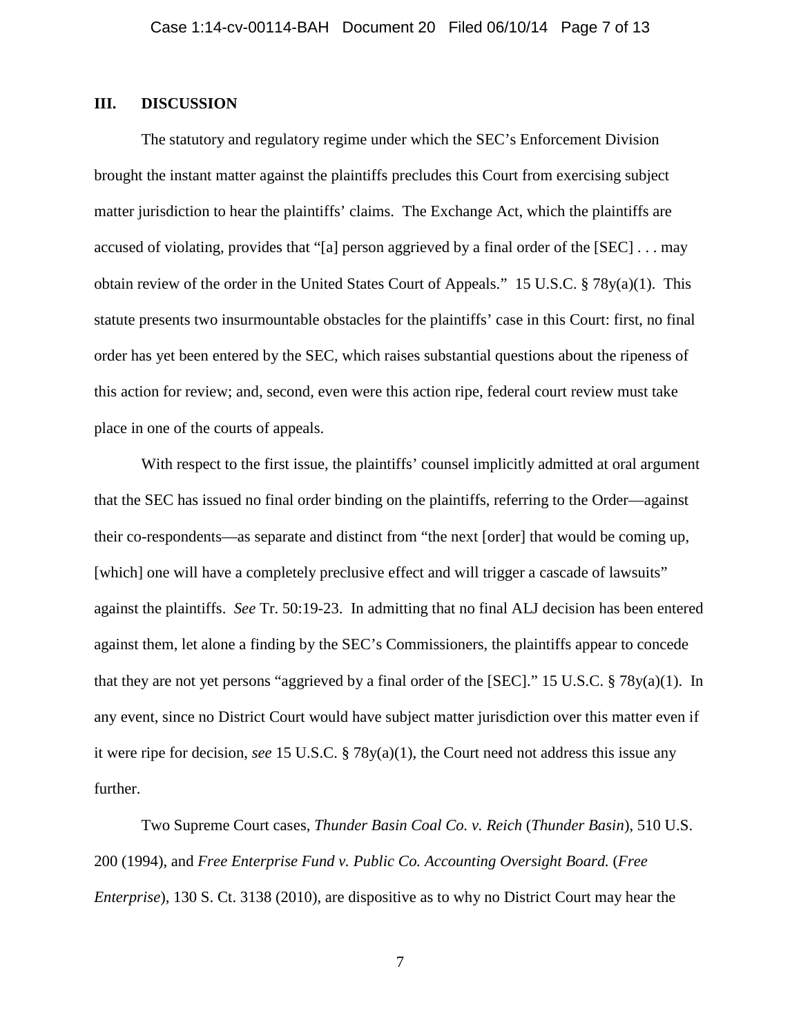## III. DISCUSSION

The statutory and regulatory regime under which the SEC's Enforcement Division brought the instant matter against the plaintiffs precludes this Court from exercising subject matter jurisdiction to hear the plaintiffs' claims. The Exchange Act, which the plaintiffs are accused of violating, provides that "[a] person aggrieved by a final order of the [SEC] . . . may obtain review of the order in the United States Court of Appeals." 15 U.S.C. § 78y(a)(1). This statute presents two insurmountable obstacles for the plaintiffs' case in this Court: first, no final order has yet been entered by the SEC, which raises substantial questions about the ripeness of this action for review; and, second, even were this action ripe, federal court review must take place in one of the courts of appeals.

With respect to the first issue, the plaintiffs' counsel implicitly admitted at oral argument that the SEC has issued no final order binding on the plaintiffs, referring to the Order—against their co-respondents—as separate and distinct from "the next [order] that would be coming up, [which] one will have a completely preclusive effect and will trigger a cascade of lawsuits" against the plaintiffs. *See* Tr. 50:19-23. In admitting that no final ALJ decision has been entered against them, let alone a finding by the SEC's Commissioners, the plaintiffs appear to concede that they are not yet persons "aggrieved by a final order of the [SEC]." 15 U.S.C. § 78y(a)(1). In any event, since no District Court would have subject matter jurisdiction over this matter even if it were ripe for decision, *see* 15 U.S.C. § 78y(a)(1), the Court need not address this issue any further.

Two Supreme Court cases, *Thunder Basin Coal Co. v. Reich* (*Thunder Basin*), 510 U.S. 200 (1994), and *Free Enterprise Fund v. Public Co. Accounting Oversight Board.* (*Free Enterprise*), 130 S. Ct. 3138 (2010), are dispositive as to why no District Court may hear the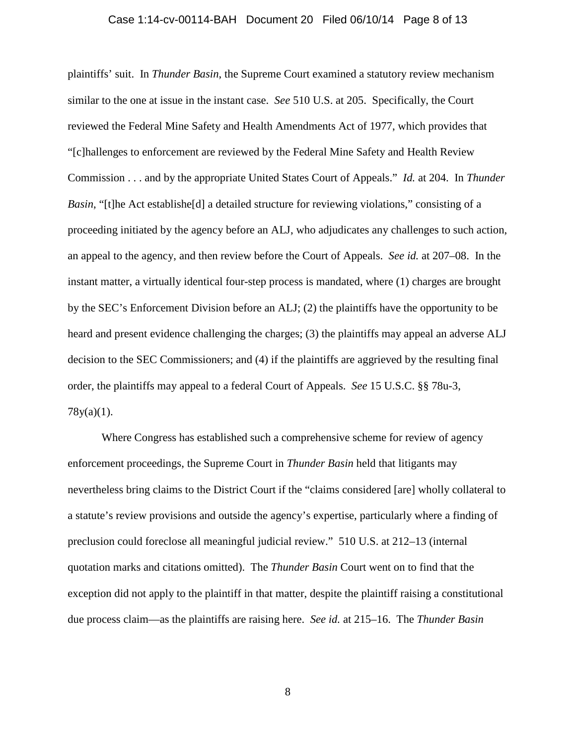plaintiffs' suit. In *Thunder Basin*, the Supreme Court examined a statutory review mechanism similar to the one at issue in the instant case. *See* 510 U.S. at 205. Specifically, the Court reviewed the Federal Mine Safety and Health Amendments Act of 1977, which provides that "[c]hallenges to enforcement are reviewed by the Federal Mine Safety and Health Review Commission . . . and by the appropriate United States Court of Appeals." *Id.* at 204. In *Thunder Basin*, "[t]he Act establishe[d] a detailed structure for reviewing violations," consisting of a proceeding initiated by the agency before an ALJ, who adjudicates any challenges to such action, an appeal to the agency, and then review before the Court of Appeals. *See id.* at 207–08. In the instant matter, a virtually identical four-step process is mandated, where (1) charges are brought by the SEC's Enforcement Division before an ALJ; (2) the plaintiffs have the opportunity to be heard and present evidence challenging the charges; (3) the plaintiffs may appeal an adverse ALJ decision to the SEC Commissioners; and (4) if the plaintiffs are aggrieved by the resulting final order, the plaintiffs may appeal to a federal Court of Appeals. *See* 15 U.S.C. §§ 78u-3, 78y(a)(1).

Where Congress has established such a comprehensive scheme for review of agency enforcement proceedings, the Supreme Court in *Thunder Basin* held that litigants may nevertheless bring claims to the District Court if the "claims considered [are] wholly collateral to a statute's review provisions and outside the agency's expertise, particularly where a finding of preclusion could foreclose all meaningful judicial review." 510 U.S. at 212–13 (internal quotation marks and citations omitted). The *Thunder Basin* Court went on to find that the exception did not apply to the plaintiff in that matter, despite the plaintiff raising a constitutional due process claim—as the plaintiffs are raising here. *See id.* at 215–16. The *Thunder Basin*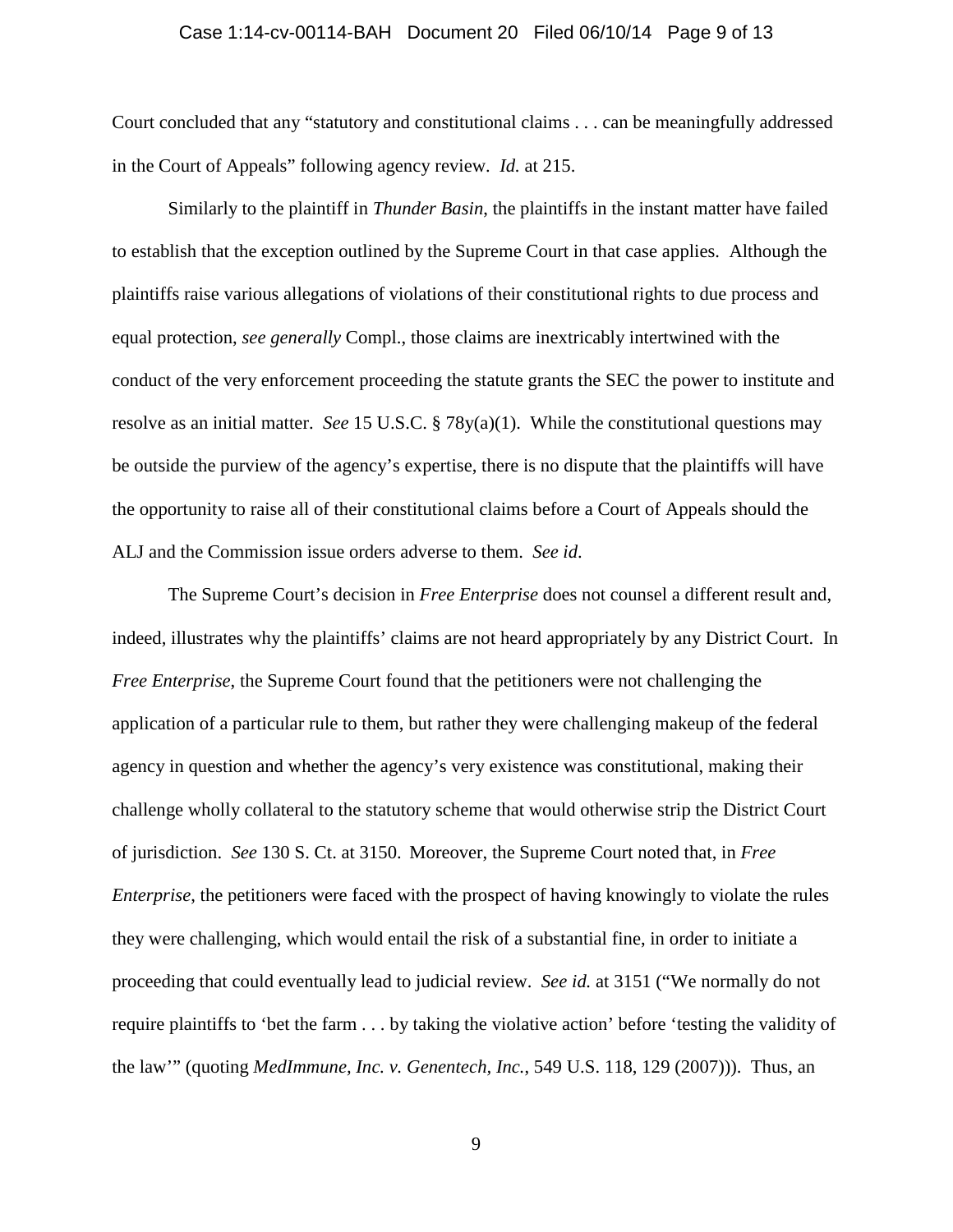Court concluded that any "statutory and constitutional claims . . . can be meaningfully addressed in the Court of Appeals" following agency review. *Id.* at 215.

Similarly to the plaintiff in *Thunder Basin*, the plaintiffs in the instant matter have failed to establish that the exception outlined by the Supreme Court in that case applies. Although the plaintiffs raise various allegations of violations of their constitutional rights to due process and equal protection, *see generally* Compl., those claims are inextricably intertwined with the conduct of the very enforcement proceeding the statute grants the SEC the power to institute and resolve as an initial matter. *See* 15 U.S.C. § 78y(a)(1). While the constitutional questions may be outside the purview of the agency's expertise, there is no dispute that the plaintiffs will have the opportunity to raise all of their constitutional claims before a Court of Appeals should the ALJ and the Commission issue orders adverse to them. *See id*.

The Supreme Court's decision in *Free Enterprise* does not counsel a different result and, indeed, illustrates why the plaintiffs' claims are not heard appropriately by any District Court. In *Free Enterprise*, the Supreme Court found that the petitioners were not challenging the application of a particular rule to them, but rather they were challenging makeup of the federal agency in question and whether the agency's very existence was constitutional, making their challenge wholly collateral to the statutory scheme that would otherwise strip the District Court of jurisdiction. *See* 130 S. Ct. at 3150. Moreover, the Supreme Court noted that, in *Free Enterprise*, the petitioners were faced with the prospect of having knowingly to violate the rules they were challenging, which would entail the risk of a substantial fine, in order to initiate a proceeding that could eventually lead to judicial review. *See id.* at 3151 ("We normally do not require plaintiffs to 'bet the farm . . . by taking the violative action' before 'testing the validity of the law'" (quoting *MedImmune, Inc. v. Genentech, Inc.*, 549 U.S. 118, 129 (2007))). Thus, an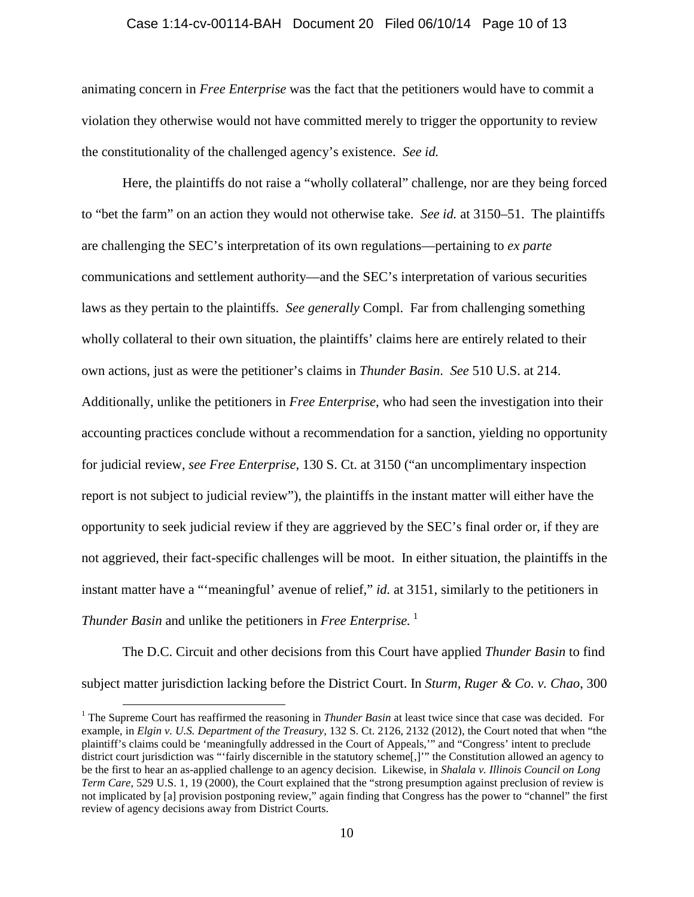animating concern in *Free Enterprise* was the fact that the petitioners would have to commit a violation they otherwise would not have committed merely to trigger the opportunity to review the constitutionality of the challenged agency's existence. *See id.*

Here, the plaintiffs do not raise a "wholly collateral" challenge, nor are they being forced to "bet the farm" on an action they would not otherwise take. *See id.* at 3150–51. The plaintiffs are challenging the SEC's interpretation of its own regulations—pertaining to *ex parte* communications and settlement authority—and the SEC's interpretation of various securities laws as they pertain to the plaintiffs. *See generally* Compl. Far from challenging something wholly collateral to their own situation, the plaintiffs' claims here are entirely related to their own actions, just as were the petitioner's claims in *Thunder Basin*. *See* 510 U.S. at 214. Additionally, unlike the petitioners in *Free Enterprise*, who had seen the investigation into their accounting practices conclude without a recommendation for a sanction, yielding no opportunity for judicial review, *see Free Enterprise*, 130 S. Ct. at 3150 ("an uncomplimentary inspection report is not subject to judicial review"), the plaintiffs in the instant matter will either have the opportunity to seek judicial review if they are aggrieved by the SEC's final order or, if they are not aggrieved, their fact-specific challenges will be moot. In either situation, the plaintiffs in the instant matter have a "'meaningful' avenue of relief," *id.* at 3151, similarly to the petitioners in *Thunder Basin* and unlike the petitioners in *Free Enterprise.* [1]

The D.C. Circuit and other decisions from this Court have applied *Thunder Basin* to find subject matter jurisdiction lacking before the District Court. In *Sturm, Ruger & Co. v. Chao*, 300

[1] The Supreme Court has reaffirmed the reasoning in *Thunder Basin* at least twice since that case was decided. For example, in *Elgin v. U.S. Department of the Treasury*, 132 S. Ct. 2126, 2132 (2012), the Court noted that when "the plaintiff's claims could be 'meaningfully addressed in the Court of Appeals,'" and "Congress' intent to preclude district court jurisdiction was "'fairly discernible in the statutory scheme[,]'" the Constitution allowed an agency to be the first to hear an as-applied challenge to an agency decision. Likewise, in *Shalala v. Illinois Council on Long Term Care*, 529 U.S. 1, 19 (2000), the Court explained that the "strong presumption against preclusion of review is not implicated by [a] provision postponing review," again finding that Congress has the power to "channel" the first review of agency decisions away from District Courts.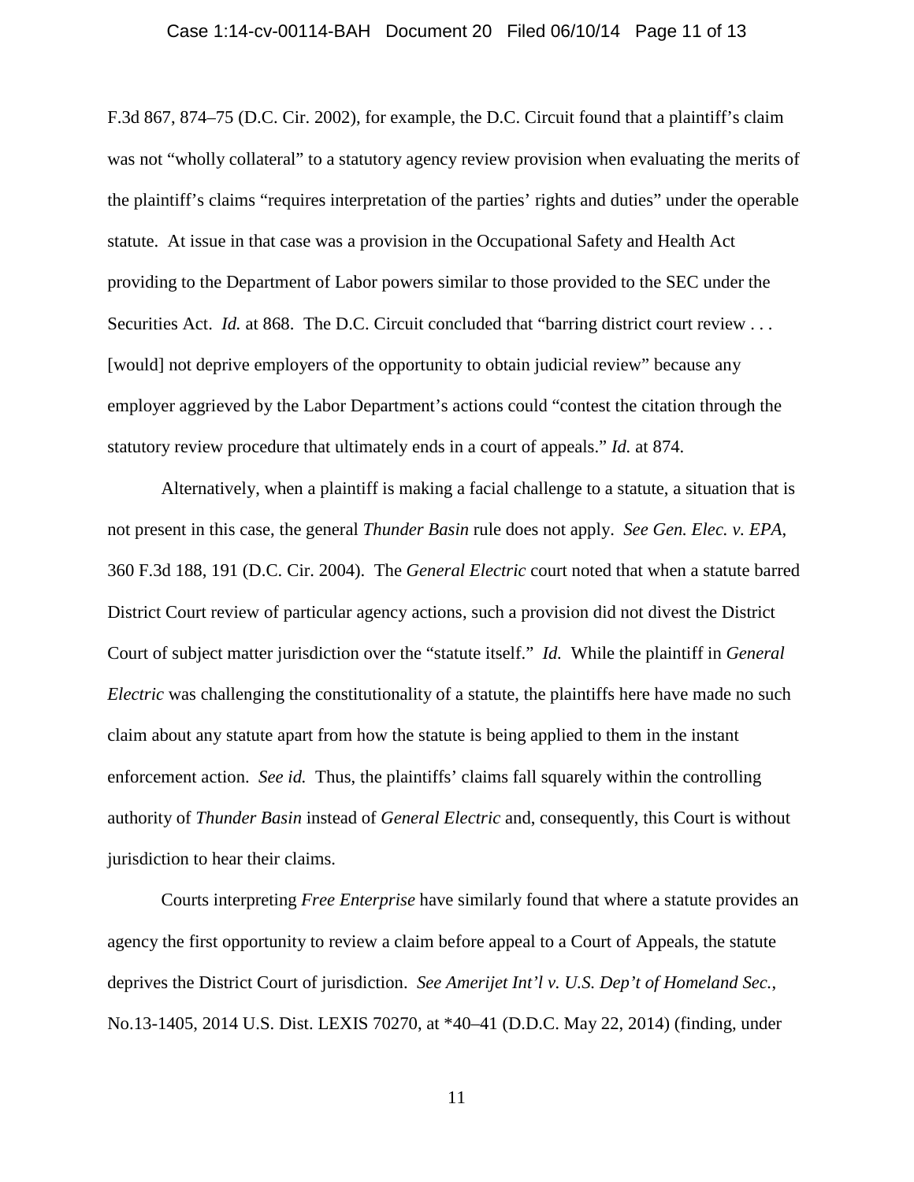F.3d 867, 874–75 (D.C. Cir. 2002), for example, the D.C. Circuit found that a plaintiff's claim was not "wholly collateral" to a statutory agency review provision when evaluating the merits of the plaintiff's claims "requires interpretation of the parties' rights and duties" under the operable statute. At issue in that case was a provision in the Occupational Safety and Health Act providing to the Department of Labor powers similar to those provided to the SEC under the Securities Act. *Id.* at 868. The D.C. Circuit concluded that "barring district court review . . . [would] not deprive employers of the opportunity to obtain judicial review" because any employer aggrieved by the Labor Department's actions could "contest the citation through the statutory review procedure that ultimately ends in a court of appeals." *Id.* at 874.

Alternatively, when a plaintiff is making a facial challenge to a statute, a situation that is not present in this case, the general *Thunder Basin* rule does not apply. *See Gen. Elec. v. EPA*, 360 F.3d 188, 191 (D.C. Cir. 2004). The *General Electric* court noted that when a statute barred District Court review of particular agency actions, such a provision did not divest the District Court of subject matter jurisdiction over the "statute itself." *Id.* While the plaintiff in *General Electric* was challenging the constitutionality of a statute, the plaintiffs here have made no such claim about any statute apart from how the statute is being applied to them in the instant enforcement action. *See id.* Thus, the plaintiffs' claims fall squarely within the controlling authority of *Thunder Basin* instead of *General Electric* and, consequently, this Court is without jurisdiction to hear their claims.

Courts interpreting *Free Enterprise* have similarly found that where a statute provides an agency the first opportunity to review a claim before appeal to a Court of Appeals, the statute deprives the District Court of jurisdiction. *See Amerijet Int'l v. U.S. Dep't of Homeland Sec.*, No.13-1405, 2014 U.S. Dist. LEXIS 70270, at *40–41 (D.D.C. May 22, 2014) (finding, under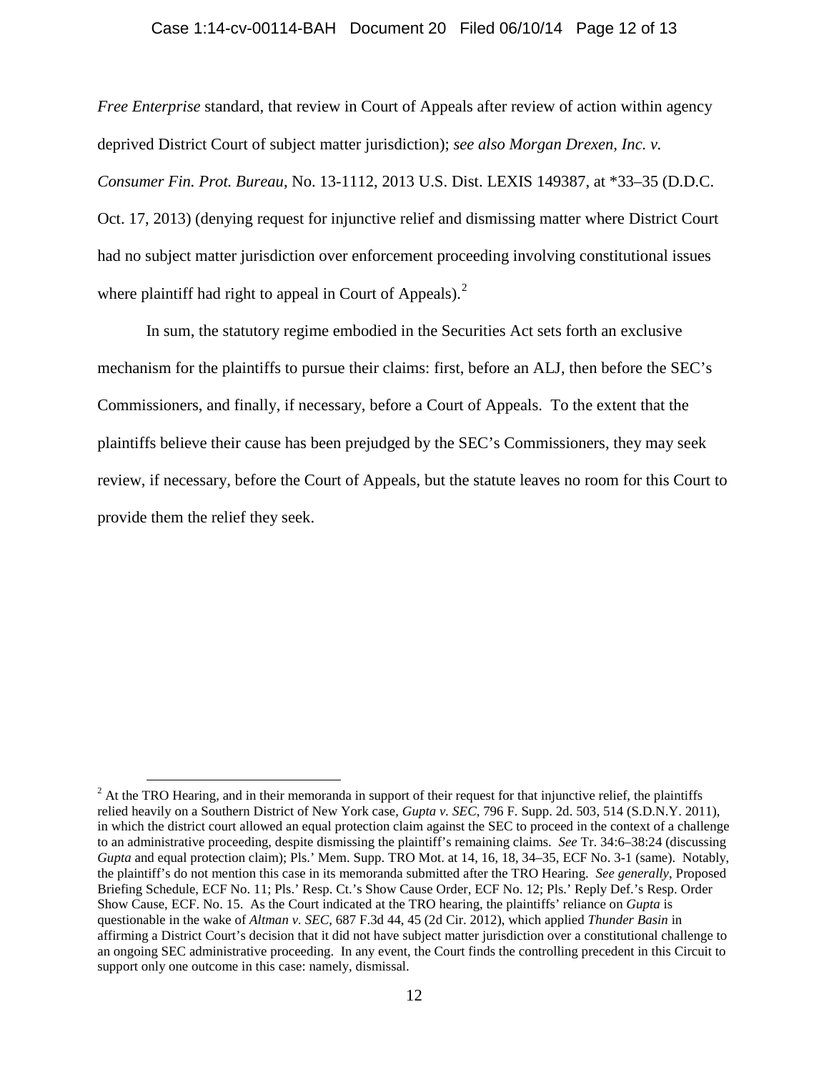*Free Enterprise* standard, that review in Court of Appeals after review of action within agency deprived District Court of subject matter jurisdiction); *see also Morgan Drexen, Inc. v. Consumer Fin. Prot. Bureau*, No. 13-1112, 2013 U.S. Dist. LEXIS 149387, at *33–35 (D.D.C. Oct. 17, 2013) (denying request for injunctive relief and dismissing matter where District Court had no subject matter jurisdiction over enforcement proceeding involving constitutional issues where plaintiff had right to appeal in Court of Appeals).[2]

In sum, the statutory regime embodied in the Securities Act sets forth an exclusive mechanism for the plaintiffs to pursue their claims: first, before an ALJ, then before the SEC's Commissioners, and finally, if necessary, before a Court of Appeals. To the extent that the plaintiffs believe their cause has been prejudged by the SEC's Commissioners, they may seek review, if necessary, before the Court of Appeals, but the statute leaves no room for this Court to provide them the relief they seek.

---

[2] At the TRO Hearing, and in their memoranda in support of their request for that injunctive relief, the plaintiffs relied heavily on a Southern District of New York case, *Gupta v. SEC*, 796 F. Supp. 2d. 503, 514 (S.D.N.Y. 2011), in which the district court allowed an equal protection claim against the SEC to proceed in the context of a challenge to an administrative proceeding, despite dismissing the plaintiff's remaining claims. *See* Tr. 34:6–38:24 (discussing *Gupta* and equal protection claim); Pls.' Mem. Supp. TRO Mot. at 14, 16, 18, 34–35, ECF No. 3-1 (same). Notably, the plaintiff's do not mention this case in its memoranda submitted after the TRO Hearing. *See generally*, Proposed Briefing Schedule, ECF No. 11; Pls.' Resp. Ct.'s Show Cause Order, ECF No. 12; Pls.' Reply Def.'s Resp. Order Show Cause, ECF. No. 15. As the Court indicated at the TRO hearing, the plaintiffs' reliance on *Gupta* is questionable in the wake of *Altman v. SEC*, 687 F.3d 44, 45 (2d Cir. 2012), which applied *Thunder Basin* in affirming a District Court's decision that it did not have subject matter jurisdiction over a constitutional challenge to an ongoing SEC administrative proceeding. In any event, the Court finds the controlling precedent in this Circuit to support only one outcome in this case: namely, dismissal.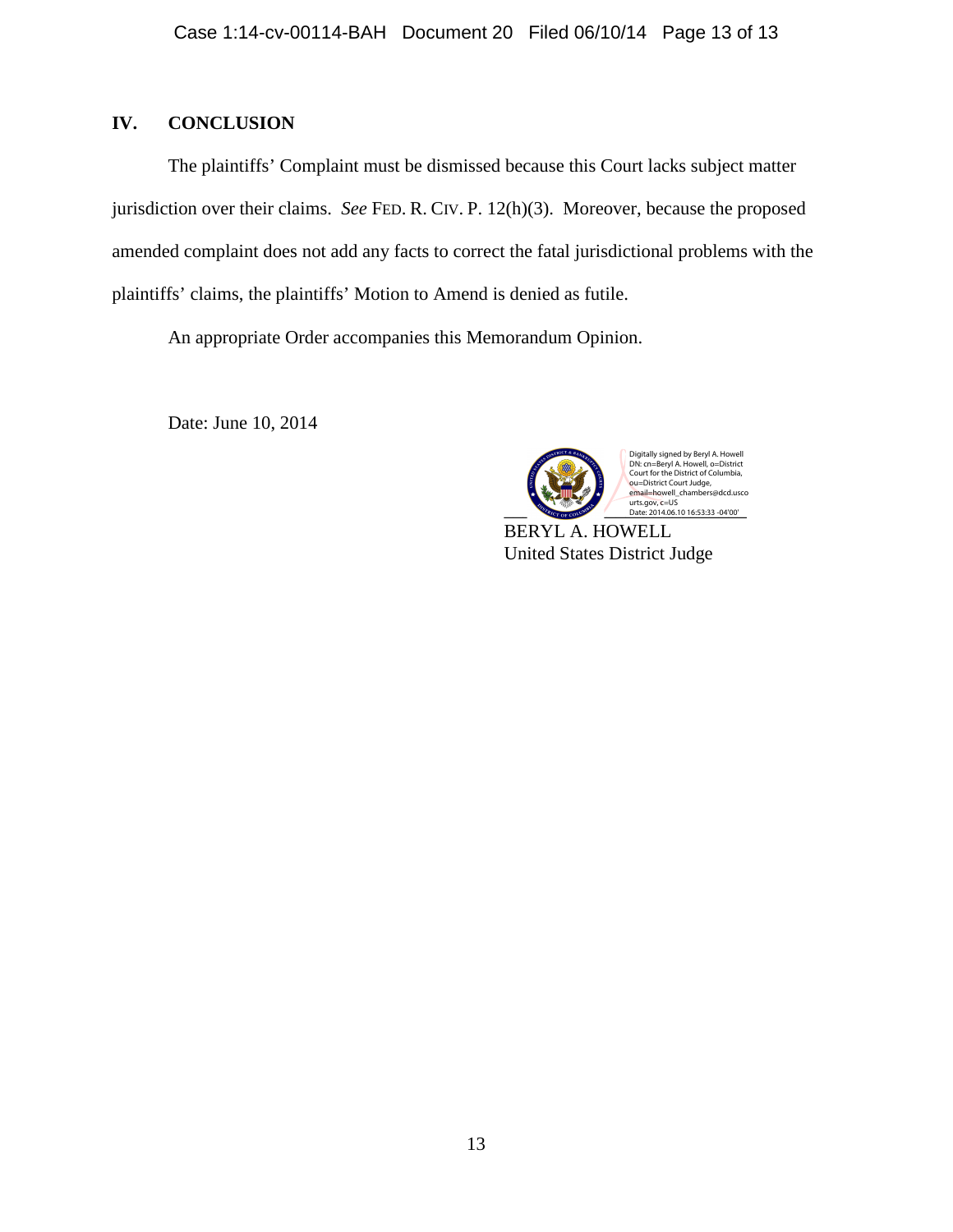## IV. CONCLUSION

The plaintiffs' Complaint must be dismissed because this Court lacks subject matter jurisdiction over their claims. *See* FED. R. CIV. P. 12(h)(3). Moreover, because the proposed amended complaint does not add any facts to correct the fatal jurisdictional problems with the plaintiffs' claims, the plaintiffs' Motion to Amend is denied as futile.

An appropriate Order accompanies this Memorandum Opinion.

Date: June 10, 2014

Digitally signed by Beryl A. Howell
DN: cn=Beryl A. Howell, o=District Court for the District of Columbia, ou=District Court Judge, email=howell_chambers@dcd.uscourts.gov, c=US
Date: 2014.06.10 16:53:33 -04'00'

BERYL A. HOWELL
United States District Judge